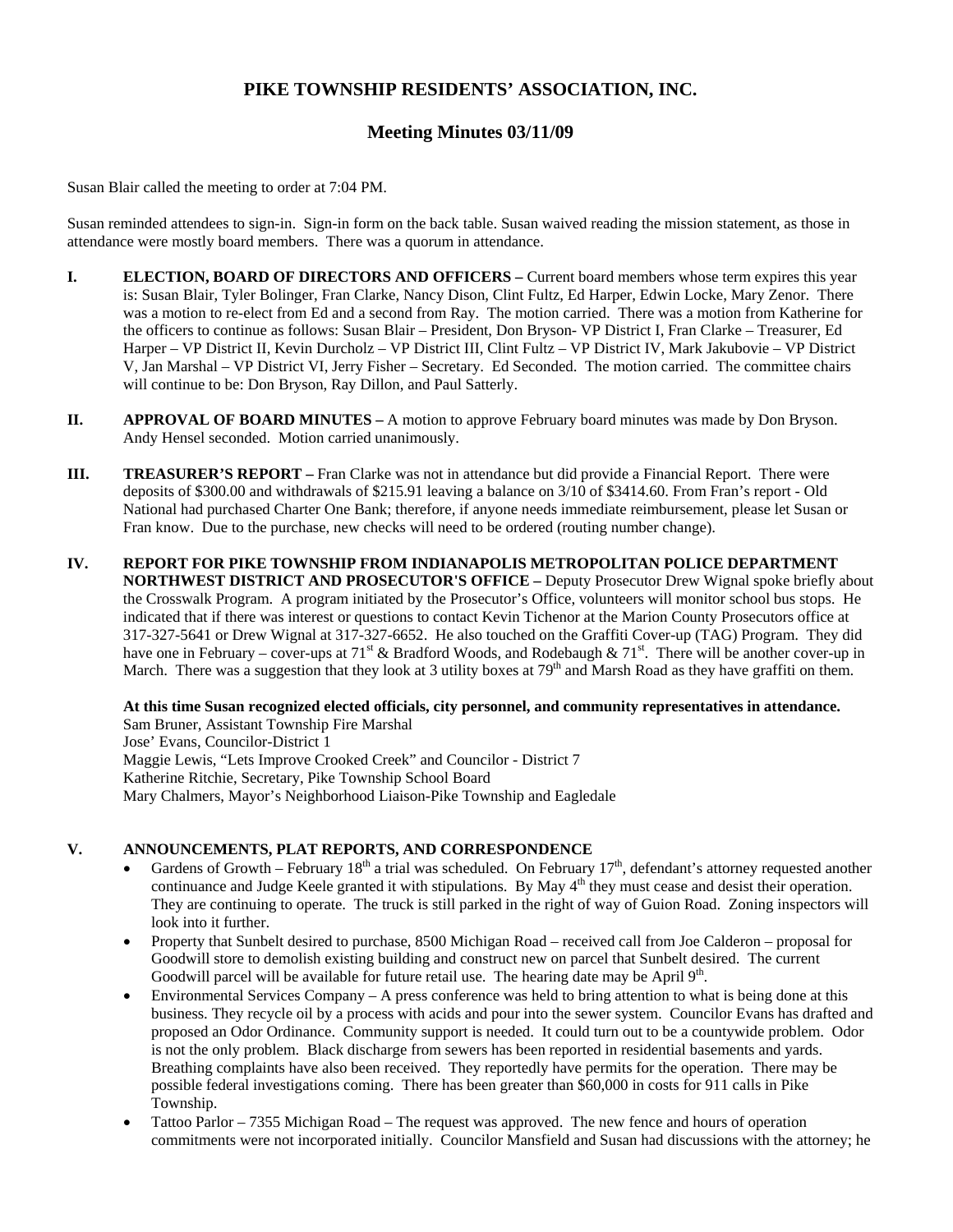# PIKE TOWNSHIP RESIDENTS' ASSOCIATION, INC.

## Meeting Minutes 03/11/09

Susan Blair called the meeting to order at 7:04 PM.

Susan reminded attendees to sign-in. Sign-in form on the back table. Susan waived reading the mission statement, as those in attendance were mostly board members. There was a quorum in attendance.

**I. ELECTION, BOARD OF DIRECTORS AND OFFICERS –** Current board members whose term expires this year is: Susan Blair, Tyler Bolinger, Fran Clarke, Nancy Dison, Clint Fultz, Ed Harper, Edwin Locke, Mary Zenor. There was a motion to re-elect from Ed and a second from Ray. The motion carried. There was a motion from Katherine for the officers to continue as follows: Susan Blair – President, Don Bryson- VP District I, Fran Clarke – Treasurer, Ed Harper – VP District II, Kevin Durcholz – VP District III, Clint Fultz – VP District IV, Mark Jakubovie – VP District V, Jan Marshal – VP District VI, Jerry Fisher – Secretary. Ed Seconded. The motion carried. The committee chairs will continue to be: Don Bryson, Ray Dillon, and Paul Satterly.

**II. APPROVAL OF BOARD MINUTES –** A motion to approve February board minutes was made by Don Bryson. Andy Hensel seconded. Motion carried unanimously.

**III. TREASURER'S REPORT –** Fran Clarke was not in attendance but did provide a Financial Report. There were deposits of $300.00 and withdrawals of $215.91 leaving a balance on 3/10 of $3414.60. From Fran's report - Old National had purchased Charter One Bank; therefore, if anyone needs immediate reimbursement, please let Susan or Fran know. Due to the purchase, new checks will need to be ordered (routing number change).

**IV. REPORT FOR PIKE TOWNSHIP FROM INDIANAPOLIS METROPOLITAN POLICE DEPARTMENT NORTHWEST DISTRICT AND PROSECUTOR'S OFFICE –** Deputy Prosecutor Drew Wignal spoke briefly about the Crosswalk Program. A program initiated by the Prosecutor's Office, volunteers will monitor school bus stops. He indicated that if there was interest or questions to contact Kevin Tichenor at the Marion County Prosecutors office at 317-327-5641 or Drew Wignal at 317-327-6652. He also touched on the Graffiti Cover-up (TAG) Program. They did have one in February – cover-ups at 71st & Bradford Woods, and Rodebaugh & 71st. There will be another cover-up in March. There was a suggestion that they look at 3 utility boxes at 79th and Marsh Road as they have graffiti on them.

**At this time Susan recognized elected officials, city personnel, and community representatives in attendance.**
Sam Bruner, Assistant Township Fire Marshal
Jose' Evans, Councilor-District 1
Maggie Lewis, "Lets Improve Crooked Creek" and Councilor - District 7
Katherine Ritchie, Secretary, Pike Township School Board
Mary Chalmers, Mayor's Neighborhood Liaison-Pike Township and Eagledale

**V. ANNOUNCEMENTS, PLAT REPORTS, AND CORRESPONDENCE**

- Gardens of Growth – February 18th a trial was scheduled. On February 17th, defendant's attorney requested another continuance and Judge Keele granted it with stipulations. By May 4th they must cease and desist their operation. They are continuing to operate. The truck is still parked in the right of way of Guion Road. Zoning inspectors will look into it further.
- Property that Sunbelt desired to purchase, 8500 Michigan Road – received call from Joe Calderon – proposal for Goodwill store to demolish existing building and construct new on parcel that Sunbelt desired. The current Goodwill parcel will be available for future retail use. The hearing date may be April 9th.
- Environmental Services Company – A press conference was held to bring attention to what is being done at this business. They recycle oil by a process with acids and pour into the sewer system. Councilor Evans has drafted and proposed an Odor Ordinance. Community support is needed. It could turn out to be a countywide problem. Odor is not the only problem. Black discharge from sewers has been reported in residential basements and yards. Breathing complaints have also been received. They reportedly have permits for the operation. There may be possible federal investigations coming. There has been greater than $60,000 in costs for 911 calls in Pike Township.
- Tattoo Parlor – 7355 Michigan Road – The request was approved. The new fence and hours of operation commitments were not incorporated initially. Councilor Mansfield and Susan had discussions with the attorney; he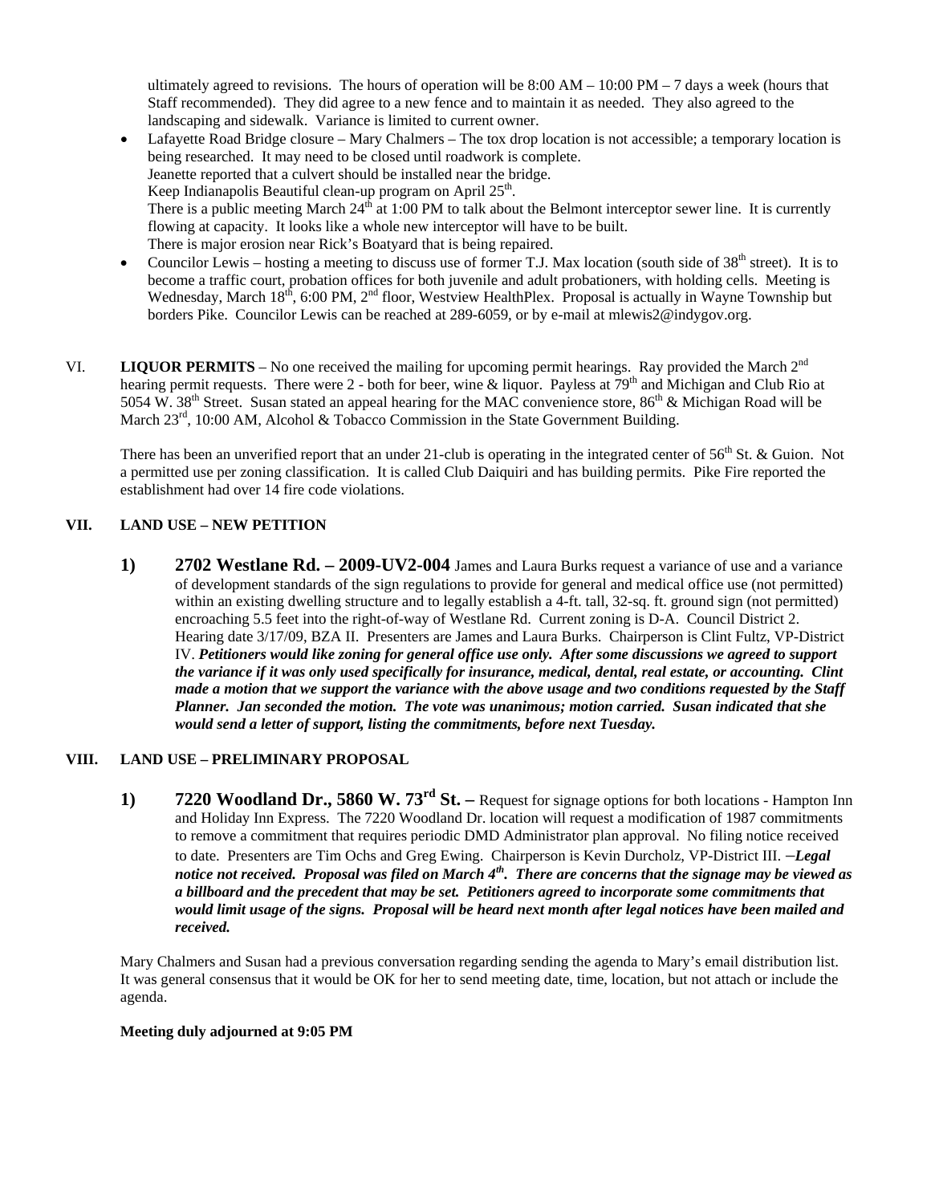ultimately agreed to revisions. The hours of operation will be 8:00 AM – 10:00 PM – 7 days a week (hours that Staff recommended). They did agree to a new fence and to maintain it as needed. They also agreed to the landscaping and sidewalk. Variance is limited to current owner.

- Lafayette Road Bridge closure – Mary Chalmers – The tox drop location is not accessible; a temporary location is being researched. It may need to be closed until roadwork is complete.
  Jeanette reported that a culvert should be installed near the bridge.
  Keep Indianapolis Beautiful clean-up program on April 25th.
  There is a public meeting March 24th at 1:00 PM to talk about the Belmont interceptor sewer line. It is currently flowing at capacity. It looks like a whole new interceptor will have to be built.
  There is major erosion near Rick's Boatyard that is being repaired.
- Councilor Lewis – hosting a meeting to discuss use of former T.J. Max location (south side of 38th street). It is to become a traffic court, probation offices for both juvenile and adult probationers, with holding cells. Meeting is Wednesday, March 18th, 6:00 PM, 2nd floor, Westview HealthPlex. Proposal is actually in Wayne Township but borders Pike. Councilor Lewis can be reached at 289-6059, or by e-mail at mlewis2@indygov.org.

VI. **LIQUOR PERMITS** – No one received the mailing for upcoming permit hearings. Ray provided the March 2nd hearing permit requests. There were 2 - both for beer, wine & liquor. Payless at 79th and Michigan and Club Rio at 5054 W. 38th Street. Susan stated an appeal hearing for the MAC convenience store, 86th & Michigan Road will be March 23rd, 10:00 AM, Alcohol & Tobacco Commission in the State Government Building.

There has been an unverified report that an under 21-club is operating in the integrated center of 56th St. & Guion. Not a permitted use per zoning classification. It is called Club Daiquiri and has building permits. Pike Fire reported the establishment had over 14 fire code violations.

## VII. LAND USE – NEW PETITION

**1) 2702 Westlane Rd. – 2009-UV2-004** James and Laura Burks request a variance of use and a variance of development standards of the sign regulations to provide for general and medical office use (not permitted) within an existing dwelling structure and to legally establish a 4-ft. tall, 32-sq. ft. ground sign (not permitted) encroaching 5.5 feet into the right-of-way of Westlane Rd. Current zoning is D-A. Council District 2. Hearing date 3/17/09, BZA II. Presenters are James and Laura Burks. Chairperson is Clint Fultz, VP-District IV. ***Petitioners would like zoning for general office use only. After some discussions we agreed to support the variance if it was only used specifically for insurance, medical, dental, real estate, or accounting. Clint made a motion that we support the variance with the above usage and two conditions requested by the Staff Planner. Jan seconded the motion. The vote was unanimous; motion carried. Susan indicated that she would send a letter of support, listing the commitments, before next Tuesday.***

## VIII. LAND USE – PRELIMINARY PROPOSAL

**1) 7220 Woodland Dr., 5860 W. 73rd St. –** Request for signage options for both locations - Hampton Inn and Holiday Inn Express. The 7220 Woodland Dr. location will request a modification of 1987 commitments to remove a commitment that requires periodic DMD Administrator plan approval. No filing notice received to date. Presenters are Tim Ochs and Greg Ewing. Chairperson is Kevin Durcholz, VP-District III. –***Legal notice not received. Proposal was filed on March 4th. There are concerns that the signage may be viewed as a billboard and the precedent that may be set. Petitioners agreed to incorporate some commitments that would limit usage of the signs. Proposal will be heard next month after legal notices have been mailed and received.***

Mary Chalmers and Susan had a previous conversation regarding sending the agenda to Mary's email distribution list. It was general consensus that it would be OK for her to send meeting date, time, location, but not attach or include the agenda.

**Meeting duly adjourned at 9:05 PM**